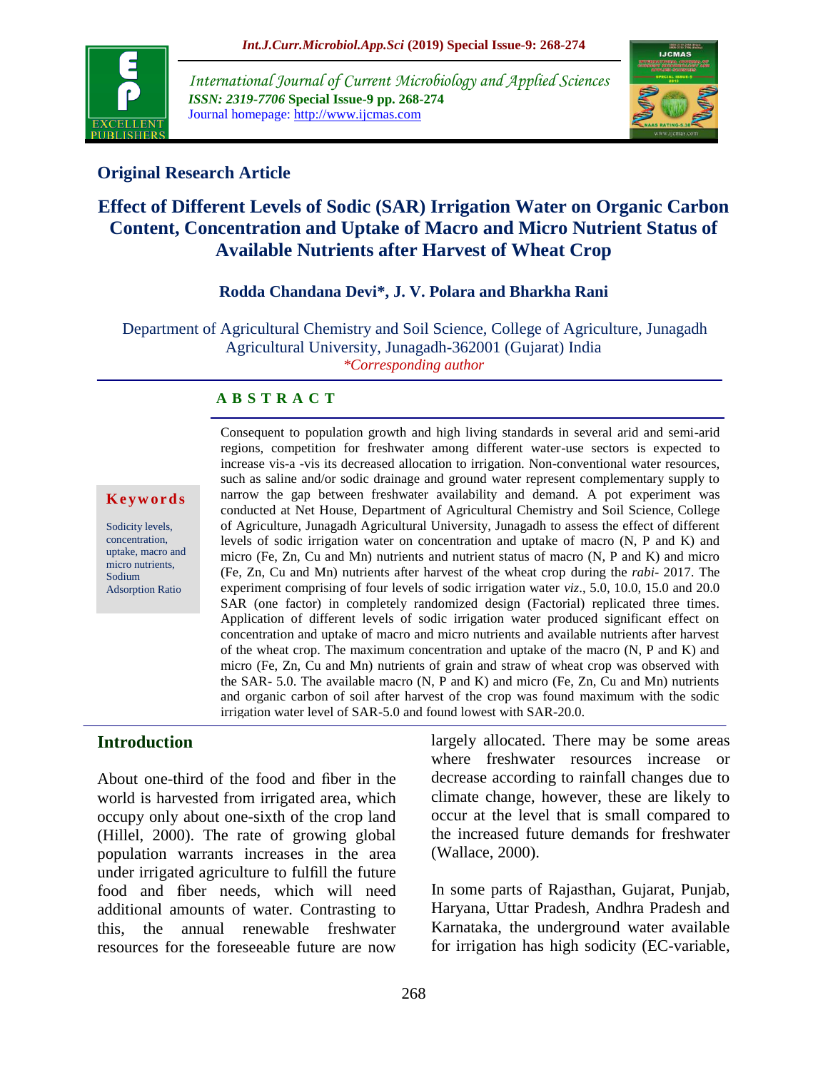International Journal of Current Microbiology and Applied Sciences
*ISSN: 2319-7706* **Special Issue-9 pp. 268-274**
Journal homepage: http://www.ijcmas.com

## Original Research Article

# Effect of Different Levels of Sodic (SAR) Irrigation Water on Organic Carbon Content, Concentration and Uptake of Macro and Micro Nutrient Status of Available Nutrients after Harvest of Wheat Crop

**Rodda Chandana Devi*, J. V. Polara and Bharkha Rani**

Department of Agricultural Chemistry and Soil Science, College of Agriculture, Junagadh Agricultural University, Junagadh-362001 (Gujarat) India
*Corresponding author

**A B S T R A C T**

**Keywords**

Sodicity levels, concentration, uptake, macro and micro nutrients, Sodium Adsorption Ratio

Consequent to population growth and high living standards in several arid and semi-arid regions, competition for freshwater among different water-use sectors is expected to increase vis-a -vis its decreased allocation to irrigation. Non-conventional water resources, such as saline and/or sodic drainage and ground water represent complementary supply to narrow the gap between freshwater availability and demand. A pot experiment was conducted at Net House, Department of Agricultural Chemistry and Soil Science, College of Agriculture, Junagadh Agricultural University, Junagadh to assess the effect of different levels of sodic irrigation water on concentration and uptake of macro (N, P and K) and micro (Fe, Zn, Cu and Mn) nutrients and nutrient status of macro (N, P and K) and micro (Fe, Zn, Cu and Mn) nutrients after harvest of the wheat crop during the *rabi*- 2017. The experiment comprising of four levels of sodic irrigation water *viz*., 5.0, 10.0, 15.0 and 20.0 SAR (one factor) in completely randomized design (Factorial) replicated three times. Application of different levels of sodic irrigation water produced significant effect on concentration and uptake of macro and micro nutrients and available nutrients after harvest of the wheat crop. The maximum concentration and uptake of the macro (N, P and K) and micro (Fe, Zn, Cu and Mn) nutrients of grain and straw of wheat crop was observed with the SAR- 5.0. The available macro (N, P and K) and micro (Fe, Zn, Cu and Mn) nutrients and organic carbon of soil after harvest of the crop was found maximum with the sodic irrigation water level of SAR-5.0 and found lowest with SAR-20.0.

## Introduction

About one-third of the food and fiber in the world is harvested from irrigated area, which occupy only about one-sixth of the crop land (Hillel, 2000). The rate of growing global population warrants increases in the area under irrigated agriculture to fulfill the future food and fiber needs, which will need additional amounts of water. Contrasting to this, the annual renewable freshwater resources for the foreseeable future are now largely allocated. There may be some areas where freshwater resources increase or decrease according to rainfall changes due to climate change, however, these are likely to occur at the level that is small compared to the increased future demands for freshwater (Wallace, 2000).

In some parts of Rajasthan, Gujarat, Punjab, Haryana, Uttar Pradesh, Andhra Pradesh and Karnataka, the underground water available for irrigation has high sodicity (EC-variable,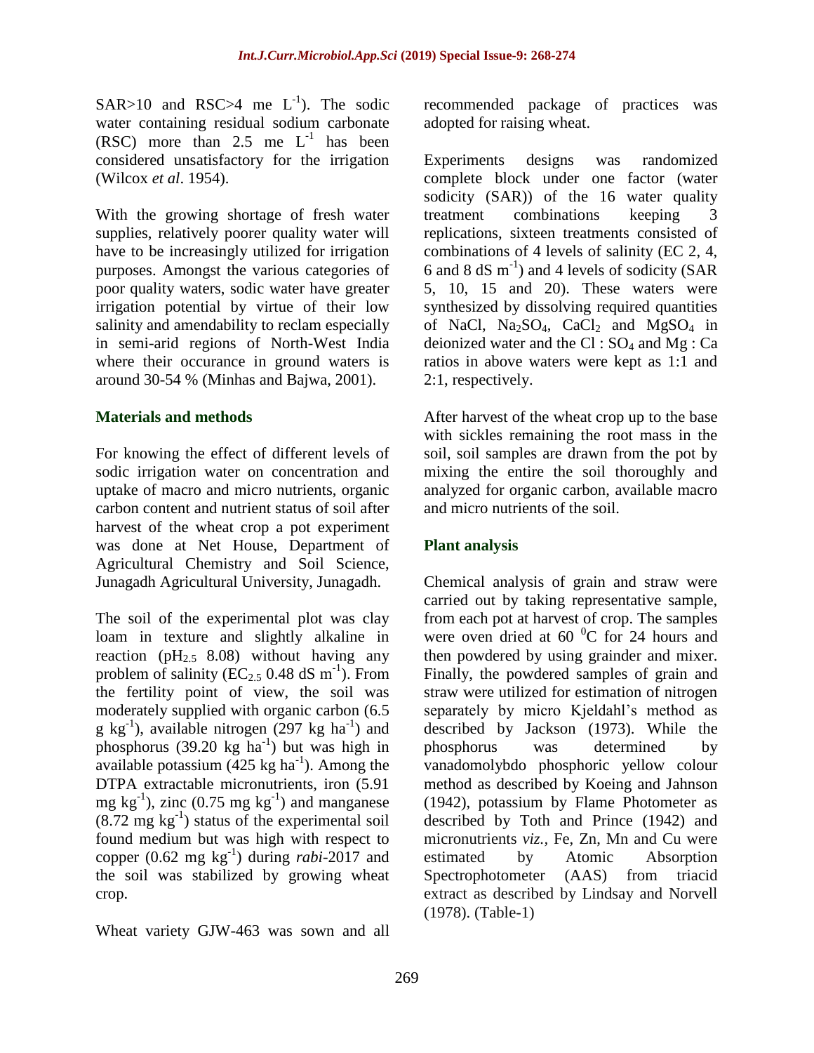SAR>10 and RSC>4 me $L^{-1}$). The sodic water containing residual sodium carbonate (RSC) more than 2.5 me $L^{-1}$ has been considered unsatisfactory for the irrigation (Wilcox *et al*. 1954).

With the growing shortage of fresh water supplies, relatively poorer quality water will have to be increasingly utilized for irrigation purposes. Amongst the various categories of poor quality waters, sodic water have greater irrigation potential by virtue of their low salinity and amendability to reclam especially in semi-arid regions of North-West India where their occurance in ground waters is around 30-54 % (Minhas and Bajwa, 2001).

## Materials and methods

For knowing the effect of different levels of sodic irrigation water on concentration and uptake of macro and micro nutrients, organic carbon content and nutrient status of soil after harvest of the wheat crop a pot experiment was done at Net House, Department of Agricultural Chemistry and Soil Science, Junagadh Agricultural University, Junagadh.

The soil of the experimental plot was clay loam in texture and slightly alkaline in reaction ($pH_{2.5}$ 8.08) without having any problem of salinity ($EC_{2.5}$ 0.48 dS $m^{-1}$). From the fertility point of view, the soil was moderately supplied with organic carbon (6.5 g $kg^{-1}$), available nitrogen (297 kg $ha^{-1}$) and phosphorus (39.20 kg $ha^{-1}$) but was high in available potassium (425 kg $ha^{-1}$). Among the DTPA extractable micronutrients, iron (5.91 mg $kg^{-1}$), zinc (0.75 mg $kg^{-1}$) and manganese (8.72 mg $kg^{-1}$) status of the experimental soil found medium but was high with respect to copper (0.62 mg $kg^{-1}$) during *rabi*-2017 and the soil was stabilized by growing wheat crop.

Wheat variety GJW-463 was sown and all recommended package of practices was adopted for raising wheat.

Experiments designs was randomized complete block under one factor (water sodicity (SAR)) of the 16 water quality treatment combinations keeping 3 replications, sixteen treatments consisted of combinations of 4 levels of salinity (EC 2, 4, 6 and 8 dS $m^{-1}$) and 4 levels of sodicity (SAR 5, 10, 15 and 20). These waters were synthesized by dissolving required quantities of NaCl, $Na_2SO_4$, $CaCl_2$ and $MgSO_4$ in deionized water and the Cl : $SO_4$ and Mg : Ca ratios in above waters were kept as 1:1 and 2:1, respectively.

After harvest of the wheat crop up to the base with sickles remaining the root mass in the soil, soil samples are drawn from the pot by mixing the entire the soil thoroughly and analyzed for organic carbon, available macro and micro nutrients of the soil.

## Plant analysis

Chemical analysis of grain and straw were carried out by taking representative sample, from each pot at harvest of crop. The samples were oven dried at 60 $^{0}C$ for 24 hours and then powdered by using graінder and mixer. Finally, the powdered samples of grain and straw were utilized for estimation of nitrogen separately by micro Kjeldahl's method as described by Jackson (1973). While the phosphorus was determined by vanadomolybdo phosphoric yellow colour method as described by Koeing and Jahnson (1942), potassium by Flame Photometer as described by Toth and Prince (1942) and micronutrients *viz.*, Fe, Zn, Mn and Cu were estimated by Atomic Absorption Spectrophotometer (AAS) from triacid extract as described by Lindsay and Norvell (1978). (Table-1)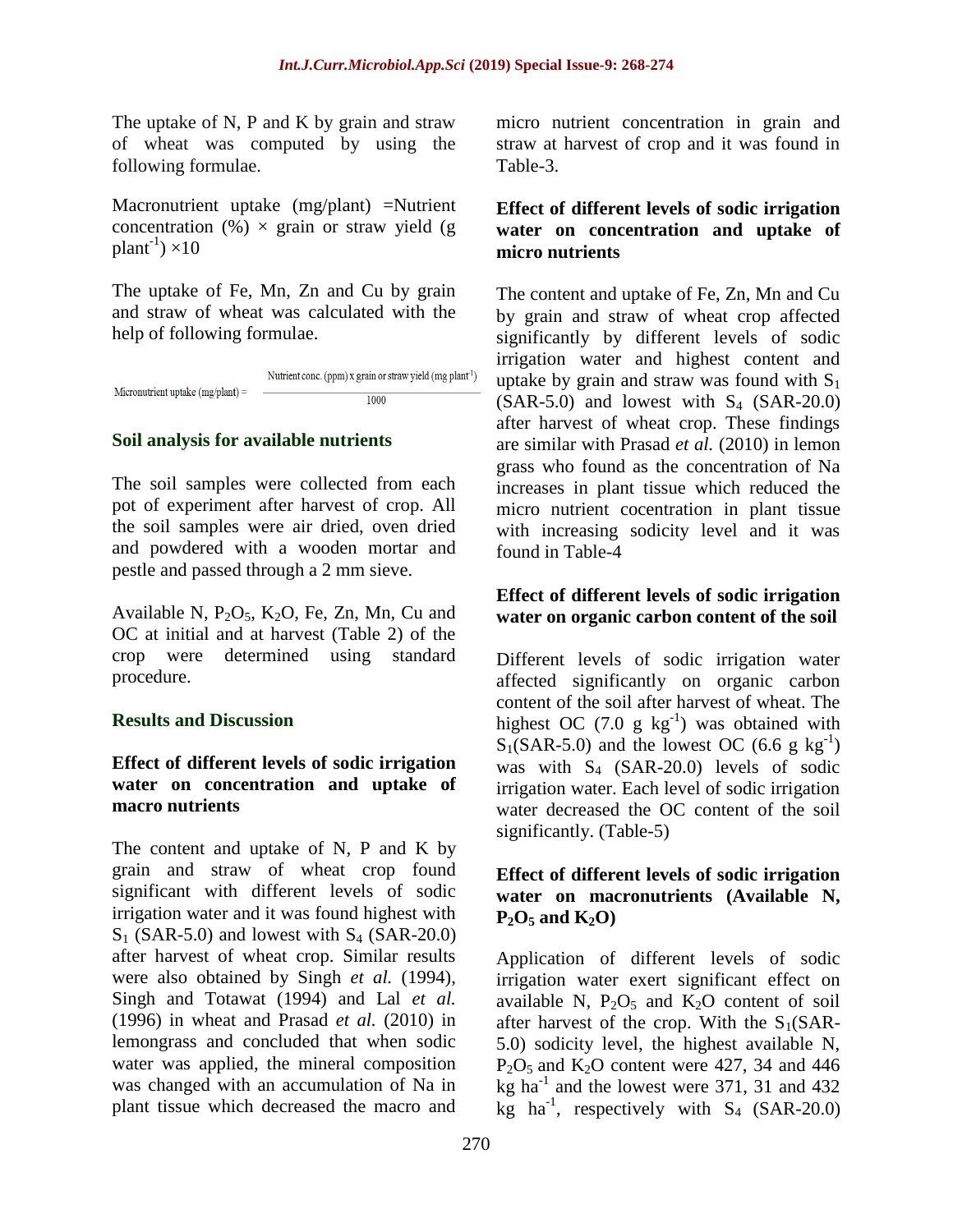The uptake of N, P and K by grain and straw of wheat was computed by using the following formulae.

Macronutrient uptake (mg/plant) =Nutrient concentration (%) × grain or straw yield (g plant$^{-1}$) ×10

The uptake of Fe, Mn, Zn and Cu by grain and straw of wheat was calculated with the help of following formulae.

$$\text{Micronutrient uptake (mg/plant)} = \frac{\text{Nutrient conc. (ppm) x grain or straw yield (mg plant}^{-1}\text{)}}{1000}$$

### Soil analysis for available nutrients

The soil samples were collected from each pot of experiment after harvest of crop. All the soil samples were air dried, oven dried and powdered with a wooden mortar and pestle and passed through a 2 mm sieve.

Available N, $P_2O_5$, $K_2O$, Fe, Zn, Mn, Cu and OC at initial and at harvest (Table 2) of the crop were determined using standard procedure.

## Results and Discussion

### Effect of different levels of sodic irrigation water on concentration and uptake of macro nutrients

The content and uptake of N, P and K by grain and straw of wheat crop found significant with different levels of sodic irrigation water and it was found highest with $S_1$ (SAR-5.0) and lowest with $S_4$ (SAR-20.0) after harvest of wheat crop. Similar results were also obtained by Singh *et al.* (1994), Singh and Totawat (1994) and Lal *et al.* (1996) in wheat and Prasad *et al.* (2010) in lemongrass and concluded that when sodic water was applied, the mineral composition was changed with an accumulation of Na in plant tissue which decreased the macro and micro nutrient concentration in grain and straw at harvest of crop and it was found in Table-3.

### Effect of different levels of sodic irrigation water on concentration and uptake of micro nutrients

The content and uptake of Fe, Zn, Mn and Cu by grain and straw of wheat crop affected significantly by different levels of sodic irrigation water and highest content and uptake by grain and straw was found with $S_1$ (SAR-5.0) and lowest with $S_4$ (SAR-20.0) after harvest of wheat crop. These findings are similar with Prasad *et al.* (2010) in lemon grass who found as the concentration of Na increases in plant tissue which reduced the micro nutrient cocentration in plant tissue with increasing sodicity level and it was found in Table-4

### Effect of different levels of sodic irrigation water on organic carbon content of the soil

Different levels of sodic irrigation water affected significantly on organic carbon content of the soil after harvest of wheat. The highest OC (7.0 g kg$^{-1}$) was obtained with $S_1$(SAR-5.0) and the lowest OC (6.6 g kg$^{-1}$) was with $S_4$ (SAR-20.0) levels of sodic irrigation water. Each level of sodic irrigation water decreased the OC content of the soil significantly. (Table-5)

### Effect of different levels of sodic irrigation water on macronutrients (Available N, $P_2O_5$ and $K_2O$)

Application of different levels of sodic irrigation water exert significant effect on available N, $P_2O_5$ and $K_2O$ content of soil after harvest of the crop. With the $S_1$(SAR-5.0) sodicity level, the highest available N, $P_2O_5$ and $K_2O$ content were 427, 34 and 446 kg ha$^{-1}$ and the lowest were 371, 31 and 432 kg ha$^{-1}$, respectively with $S_4$ (SAR-20.0)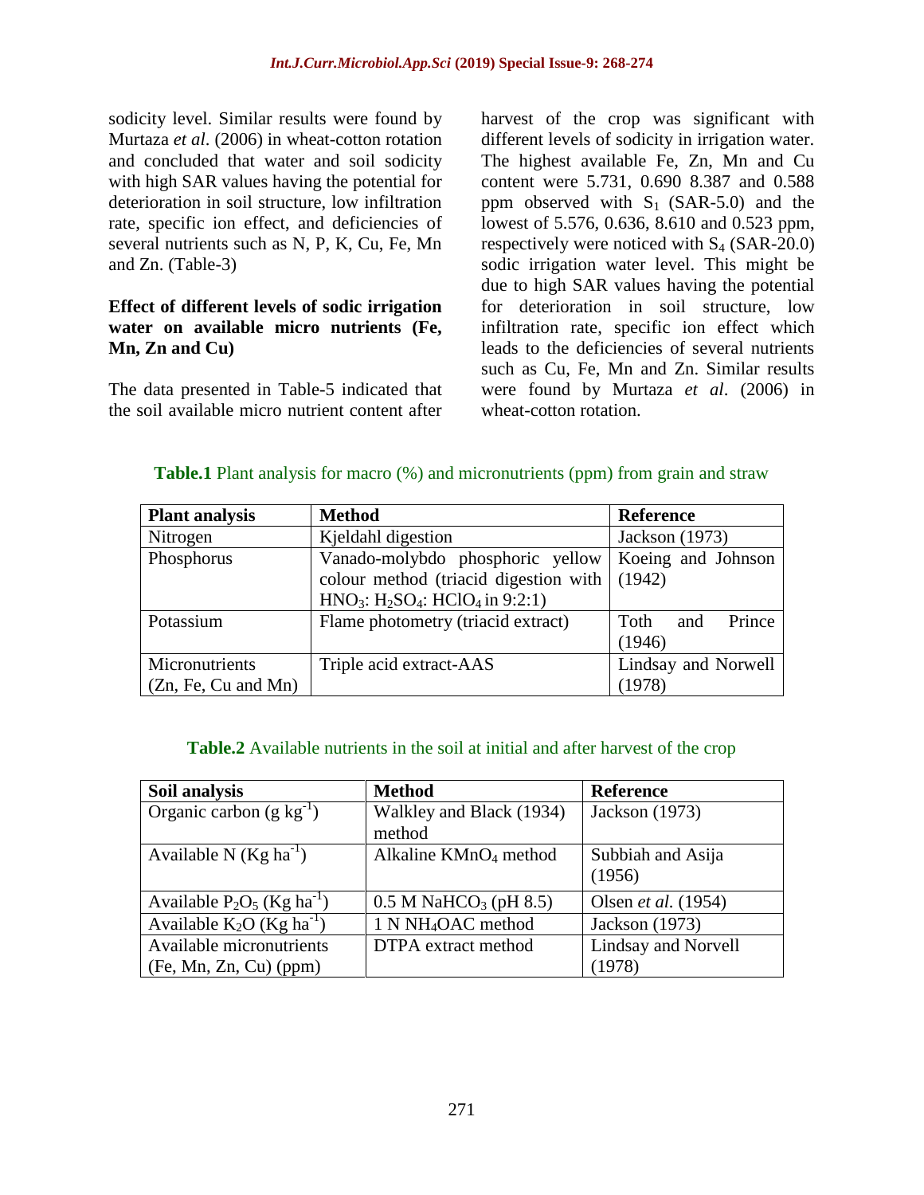sodicity level. Similar results were found by Murtaza *et al*. (2006) in wheat-cotton rotation and concluded that water and soil sodicity with high SAR values having the potential for deterioration in soil structure, low infiltration rate, specific ion effect, and deficiencies of several nutrients such as N, P, K, Cu, Fe, Mn and Zn. (Table-3)

### Effect of different levels of sodic irrigation water on available micro nutrients (Fe, Mn, Zn and Cu)

The data presented in Table-5 indicated that the soil available micro nutrient content after harvest of the crop was significant with different levels of sodicity in irrigation water. The highest available Fe, Zn, Mn and Cu content were 5.731, 0.690 8.387 and 0.588 ppm observed with $S_1$ (SAR-5.0) and the lowest of 5.576, 0.636, 8.610 and 0.523 ppm, respectively were noticed with $S_4$ (SAR-20.0) sodic irrigation water level. This might be due to high SAR values having the potential for deterioration in soil structure, low infiltration rate, specific ion effect which leads to the deficiencies of several nutrients such as Cu, Fe, Mn and Zn. Similar results were found by Murtaza *et al*. (2006) in wheat-cotton rotation.

**Table.1** Plant analysis for macro (%) and micronutrients (ppm) from grain and straw

| Plant analysis | Method | Reference |
|---|---|---|
| Nitrogen | Kjeldahl digestion | Jackson (1973) |
| Phosphorus | Vanado-molybdo phosphoric yellow colour method (triacid digestion with $HNO_3$: $H_2SO_4$: $HClO_4$ in 9:2:1) | Koeing and Johnson (1942) |
| Potassium | Flame photometry (triacid extract) | Toth and Prince (1946) |
| Micronutrients (Zn, Fe, Cu and Mn) | Triple acid extract-AAS | Lindsay and Norwell (1978) |

**Table.2** Available nutrients in the soil at initial and after harvest of the crop

| Soil analysis | Method | Reference |
|---|---|---|
| Organic carbon (g $kg^{-1}$) | Walkley and Black (1934) method | Jackson (1973) |
| Available N (Kg $ha^{-1}$) | Alkaline $KMnO_4$ method | Subbiah and Asija (1956) |
| Available $P_2O_5$ (Kg $ha^{-1}$) | 0.5 M $NaHCO_3$ (pH 8.5) | Olsen *et al.* (1954) |
| Available $K_2O$ (Kg $ha^{-1}$) | 1 N $NH_4OAC$ method | Jackson (1973) |
| Available micronutrients (Fe, Mn, Zn, Cu) (ppm) | DTPA extract method | Lindsay and Norvell (1978) |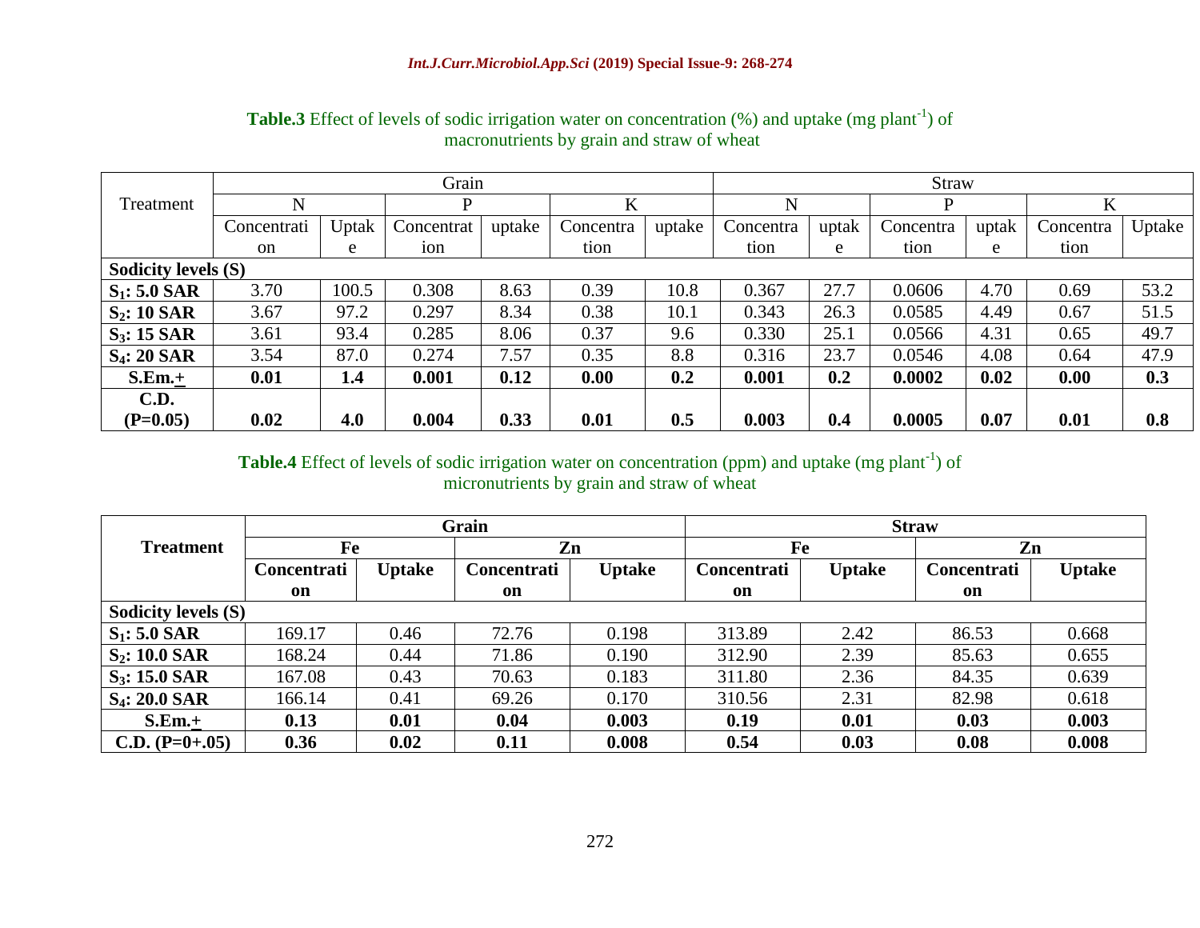**Table.3** Effect of levels of sodic irrigation water on concentration (%) and uptake (mg plant$^{-1}$) of macronutrients by grain and straw of wheat

| Treatment | Grain | | | | | | Straw | | | | | |
|---|---|---|---|---|---|---|---|---|---|---|---|---|
| | N | | P | | K | | N | | P | | K | |
| | Concentration | Uptake | Concentration | uptake | Concentration | uptake | Concentration | uptake | Concentration | uptake | Concentration | Uptake |
| **Sodicity levels (S)** | | | | | | | | | | | | |
| **$S_1$: 5.0 SAR** | 3.70 | 100.5 | 0.308 | 8.63 | 0.39 | 10.8 | 0.367 | 27.7 | 0.0606 | 4.70 | 0.69 | 53.2 |
| **$S_2$: 10 SAR** | 3.67 | 97.2 | 0.297 | 8.34 | 0.38 | 10.1 | 0.343 | 26.3 | 0.0585 | 4.49 | 0.67 | 51.5 |
| **$S_3$: 15 SAR** | 3.61 | 93.4 | 0.285 | 8.06 | 0.37 | 9.6 | 0.330 | 25.1 | 0.0566 | 4.31 | 0.65 | 49.7 |
| **$S_4$: 20 SAR** | 3.54 | 87.0 | 0.274 | 7.57 | 0.35 | 8.8 | 0.316 | 23.7 | 0.0546 | 4.08 | 0.64 | 47.9 |
| **S.Em.±** | **0.01** | **1.4** | **0.001** | **0.12** | **0.00** | **0.2** | **0.001** | **0.2** | **0.0002** | **0.02** | **0.00** | **0.3** |
| **C.D. (P=0.05)** | **0.02** | **4.0** | **0.004** | **0.33** | **0.01** | **0.5** | **0.003** | **0.4** | **0.0005** | **0.07** | **0.01** | **0.8** |

**Table.4** Effect of levels of sodic irrigation water on concentration (ppm) and uptake (mg plant$^{-1}$) of micronutrients by grain and straw of wheat

| **Treatment** | **Grain** | | | | **Straw** | | | |
|---|---|---|---|---|---|---|---|---|
| | **Fe** | | **Zn** | | **Fe** | | **Zn** | |
| | **Concentration** | **Uptake** | **Concentration** | **Uptake** | **Concentration** | **Uptake** | **Concentration** | **Uptake** |
| **Sodicity levels (S)** | | | | | | | | |
| **$S_1$: 5.0 SAR** | 169.17 | 0.46 | 72.76 | 0.198 | 313.89 | 2.42 | 86.53 | 0.668 |
| **$S_2$: 10.0 SAR** | 168.24 | 0.44 | 71.86 | 0.190 | 312.90 | 2.39 | 85.63 | 0.655 |
| **$S_3$: 15.0 SAR** | 167.08 | 0.43 | 70.63 | 0.183 | 311.80 | 2.36 | 84.35 | 0.639 |
| **$S_4$: 20.0 SAR** | 166.14 | 0.41 | 69.26 | 0.170 | 310.56 | 2.31 | 82.98 | 0.618 |
| **S.Em.±** | **0.13** | **0.01** | **0.04** | **0.003** | **0.19** | **0.01** | **0.03** | **0.003** |
| **C.D. (P=0+.05)** | **0.36** | **0.02** | **0.11** | **0.008** | **0.54** | **0.03** | **0.08** | **0.008** |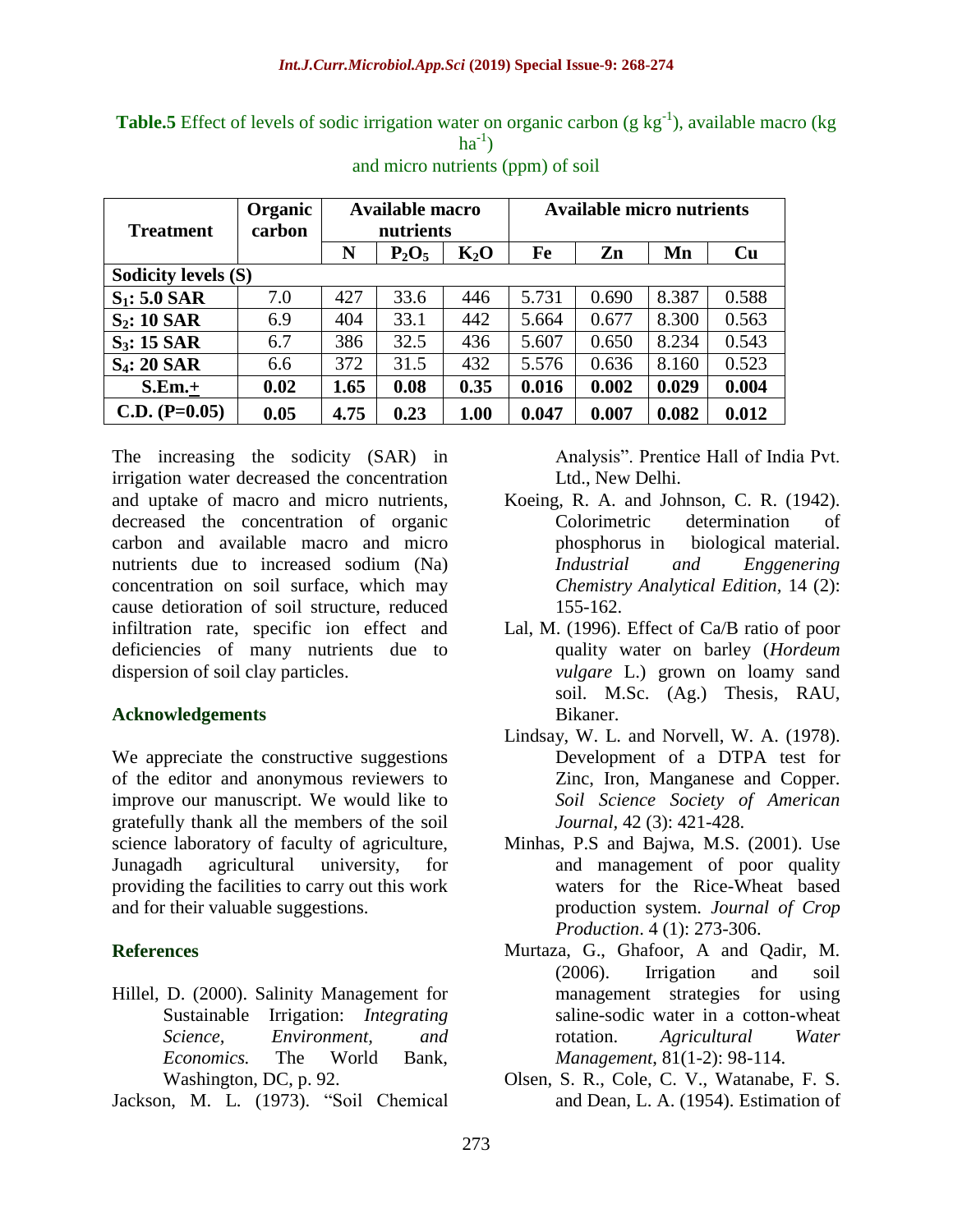**Table.5** Effect of levels of sodic irrigation water on organic carbon (g $kg^{-1}$), available macro (kg $ha^{-1}$) and micro nutrients (ppm) of soil

| Treatment | Organic carbon | Available macro nutrients | | | Available micro nutrients | | | |
|---|---|---|---|---|---|---|---|---|
| | | N | $P_2O_5$ | $K_2O$ | Fe | Zn | Mn | Cu |
| **Sodicity levels (S)** | | | | | | | | |
| **$S_1$: 5.0 SAR** | 7.0 | 427 | 33.6 | 446 | 5.731 | 0.690 | 8.387 | 0.588 |
| **$S_2$: 10 SAR** | 6.9 | 404 | 33.1 | 442 | 5.664 | 0.677 | 8.300 | 0.563 |
| **$S_3$: 15 SAR** | 6.7 | 386 | 32.5 | 436 | 5.607 | 0.650 | 8.234 | 0.543 |
| **$S_4$: 20 SAR** | 6.6 | 372 | 31.5 | 432 | 5.576 | 0.636 | 8.160 | 0.523 |
| **S.Em.±** | **0.02** | **1.65** | **0.08** | **0.35** | **0.016** | **0.002** | **0.029** | **0.004** |
| **C.D. (P=0.05)** | **0.05** | **4.75** | **0.23** | **1.00** | **0.047** | **0.007** | **0.082** | **0.012** |

The increasing the sodicity (SAR) in irrigation water decreased the concentration and uptake of macro and micro nutrients, decreased the concentration of organic carbon and available macro and micro nutrients due to increased sodium (Na) concentration on soil surface, which may cause detioration of soil structure, reduced infiltration rate, specific ion effect and deficiencies of many nutrients due to dispersion of soil clay particles.

## Acknowledgements

We appreciate the constructive suggestions of the editor and anonymous reviewers to improve our manuscript. We would like to gratefully thank all the members of the soil science laboratory of faculty of agriculture, Junagadh agricultural university, for providing the facilities to carry out this work and for their valuable suggestions.

## References

Hillel, D. (2000). Salinity Management for Sustainable Irrigation: *Integrating Science, Environment, and Economics.* The World Bank, Washington, DC, p. 92.

Jackson, M. L. (1973). "Soil Chemical Analysis". Prentice Hall of India Pvt. Ltd., New Delhi.

Koeing, R. A. and Johnson, C. R. (1942). Colorimetric determination of phosphorus in biological material. *Industrial and Enggenering Chemistry Analytical Edition*, 14 (2): 155-162.

Lal, M. (1996). Effect of Ca/B ratio of poor quality water on barley (*Hordeum vulgare* L.) grown on loamy sand soil. M.Sc. (Ag.) Thesis, RAU, Bikaner.

Lindsay, W. L. and Norvell, W. A. (1978). Development of a DTPA test for Zinc, Iron, Manganese and Copper. *Soil Science Society of American Journal*, 42 (3): 421-428.

Minhas, P.S and Bajwa, M.S. (2001). Use and management of poor quality waters for the Rice-Wheat based production system. *Journal of Crop Production*. 4 (1): 273-306.

Murtaza, G., Ghafoor, A and Qadir, M. (2006). Irrigation and soil management strategies for using saline-sodic water in a cotton-wheat rotation. *Agricultural Water Management*, 81(1-2): 98-114.

Olsen, S. R., Cole, C. V., Watanabe, F. S. and Dean, L. A. (1954). Estimation of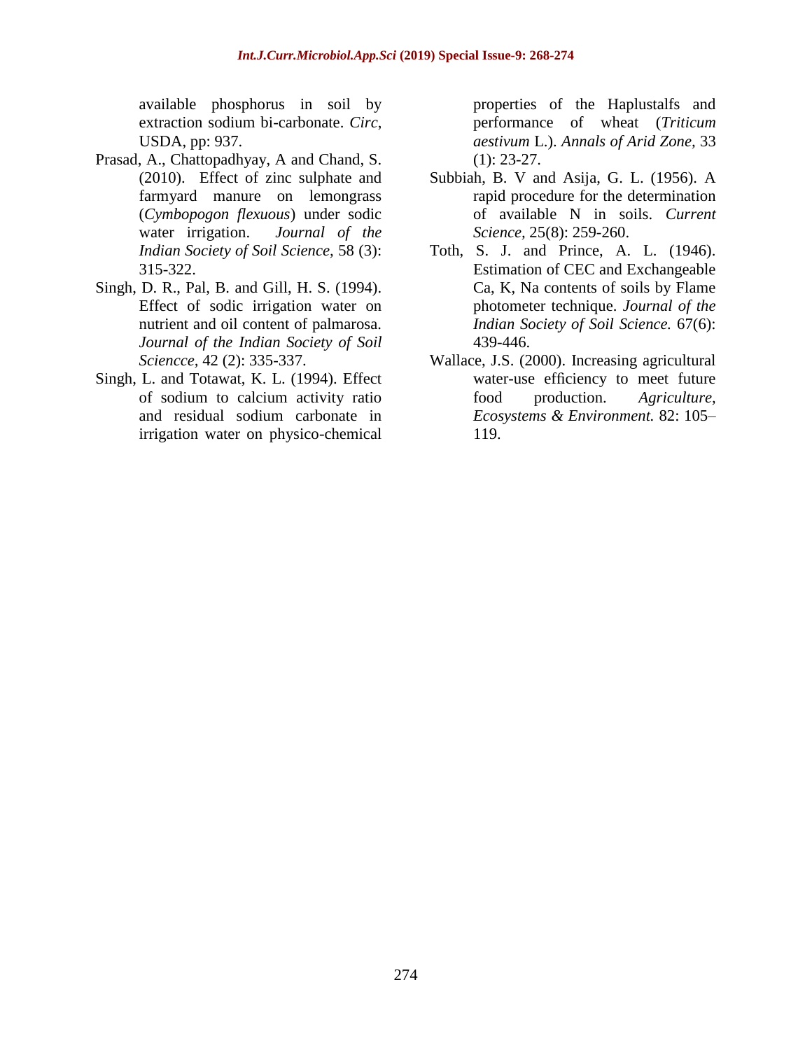available phosphorus in soil by extraction sodium bi-carbonate. *Circ*, USDA, pp: 937.

Prasad, A., Chattopadhyay, A and Chand, S. (2010). Effect of zinc sulphate and farmyard manure on lemongrass (*Cymbopogon flexuous*) under sodic water irrigation. *Journal of the Indian Society of Soil Science,* 58 (3): 315-322.

Singh, D. R., Pal, B. and Gill, H. S. (1994). Effect of sodic irrigation water on nutrient and oil content of palmarosa. *Journal of the Indian Society of Soil Sciencce,* 42 (2): 335-337.

Singh, L. and Totawat, K. L. (1994). Effect of sodium to calcium activity ratio and residual sodium carbonate in irrigation water on physico-chemical properties of the Haplustalfs and performance of wheat (*Triticum aestivum* L.). *Annals of Arid Zone,* 33 (1): 23-27.

Subbiah, B. V and Asija, G. L. (1956). A rapid procedure for the determination of available N in soils. *Current Science,* 25(8): 259-260.

Toth, S. J. and Prince, A. L. (1946). Estimation of CEC and Exchangeable Ca, K, Na contents of soils by Flame photometer technique. *Journal of the Indian Society of Soil Science.* 67(6): 439-446.

Wallace, J.S. (2000). Increasing agricultural water-use efficiency to meet future food production. *Agriculture, Ecosystems & Environment.* 82: 105–119.